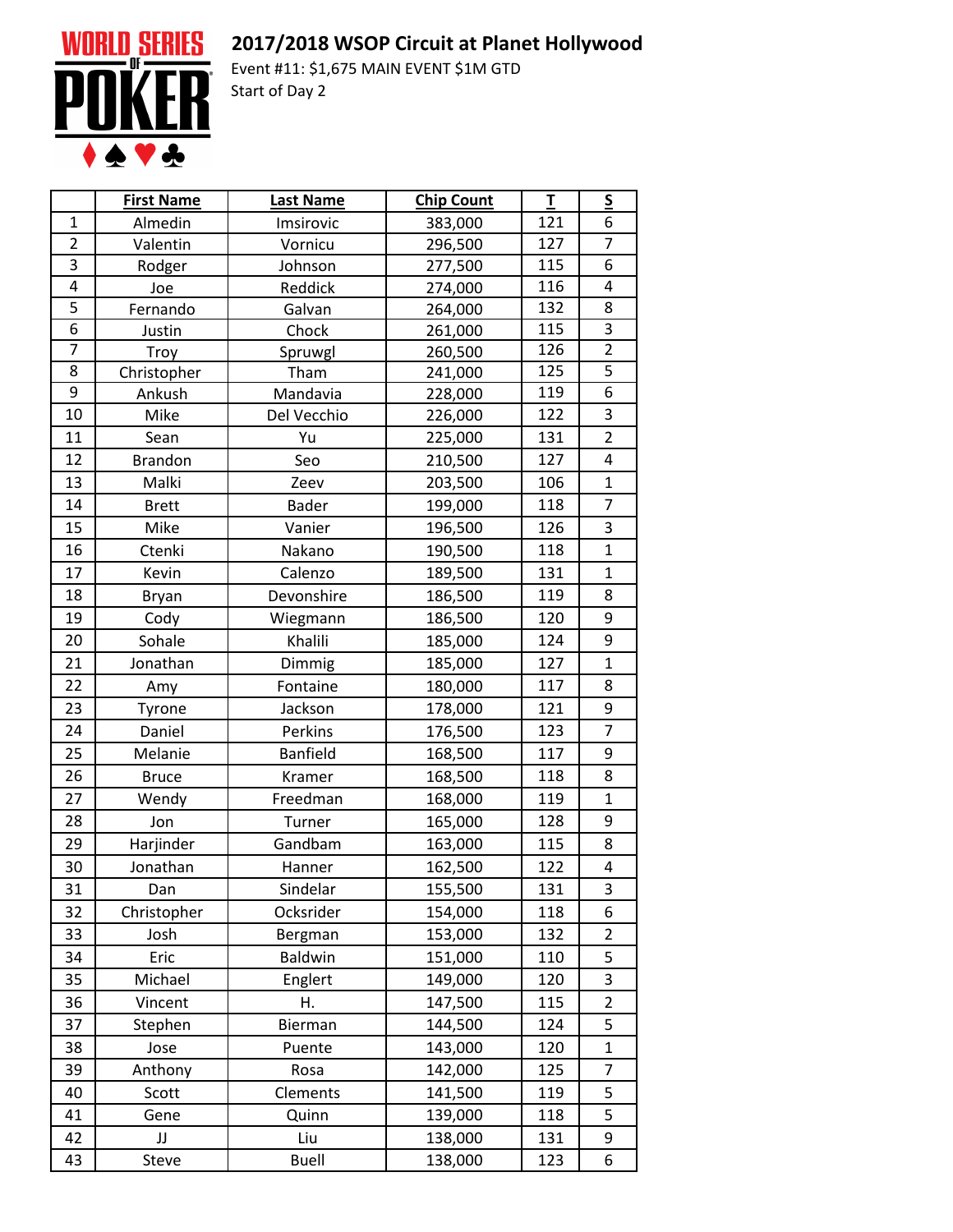# 2017/2018 WSOP Circuit at Planet Hollywood

Event #11: $1,675 MAIN EVENT $1M GTD

Start of Day 2

| | First Name | Last Name | Chip Count | T | S |
|---|---|---|---|---|---|
| 1 | Almedin | Imsirovic | 383,000 | 121 | 6 |
| 2 | Valentin | Vornicu | 296,500 | 127 | 7 |
| 3 | Rodger | Johnson | 277,500 | 115 | 6 |
| 4 | Joe | Reddick | 274,000 | 116 | 4 |
| 5 | Fernando | Galvan | 264,000 | 132 | 8 |
| 6 | Justin | Chock | 261,000 | 115 | 3 |
| 7 | Troy | Spruwgl | 260,500 | 126 | 2 |
| 8 | Christopher | Tham | 241,000 | 125 | 5 |
| 9 | Ankush | Mandavia | 228,000 | 119 | 6 |
| 10 | Mike | Del Vecchio | 226,000 | 122 | 3 |
| 11 | Sean | Yu | 225,000 | 131 | 2 |
| 12 | Brandon | Seo | 210,500 | 127 | 4 |
| 13 | Malki | Zeev | 203,500 | 106 | 1 |
| 14 | Brett | Bader | 199,000 | 118 | 7 |
| 15 | Mike | Vanier | 196,500 | 126 | 3 |
| 16 | Ctenki | Nakano | 190,500 | 118 | 1 |
| 17 | Kevin | Calenzo | 189,500 | 131 | 1 |
| 18 | Bryan | Devonshire | 186,500 | 119 | 8 |
| 19 | Cody | Wiegmann | 186,500 | 120 | 9 |
| 20 | Sohale | Khalili | 185,000 | 124 | 9 |
| 21 | Jonathan | Dimmig | 185,000 | 127 | 1 |
| 22 | Amy | Fontaine | 180,000 | 117 | 8 |
| 23 | Tyrone | Jackson | 178,000 | 121 | 9 |
| 24 | Daniel | Perkins | 176,500 | 123 | 7 |
| 25 | Melanie | Banfield | 168,500 | 117 | 9 |
| 26 | Bruce | Kramer | 168,500 | 118 | 8 |
| 27 | Wendy | Freedman | 168,000 | 119 | 1 |
| 28 | Jon | Turner | 165,000 | 128 | 9 |
| 29 | Harjinder | Gandbam | 163,000 | 115 | 8 |
| 30 | Jonathan | Hanner | 162,500 | 122 | 4 |
| 31 | Dan | Sindelar | 155,500 | 131 | 3 |
| 32 | Christopher | Ocksrider | 154,000 | 118 | 6 |
| 33 | Josh | Bergman | 153,000 | 132 | 2 |
| 34 | Eric | Baldwin | 151,000 | 110 | 5 |
| 35 | Michael | Englert | 149,000 | 120 | 3 |
| 36 | Vincent | H. | 147,500 | 115 | 2 |
| 37 | Stephen | Bierman | 144,500 | 124 | 5 |
| 38 | Jose | Puente | 143,000 | 120 | 1 |
| 39 | Anthony | Rosa | 142,000 | 125 | 7 |
| 40 | Scott | Clements | 141,500 | 119 | 5 |
| 41 | Gene | Quinn | 139,000 | 118 | 5 |
| 42 | JJ | Liu | 138,000 | 131 | 9 |
| 43 | Steve | Buell | 138,000 | 123 | 6 |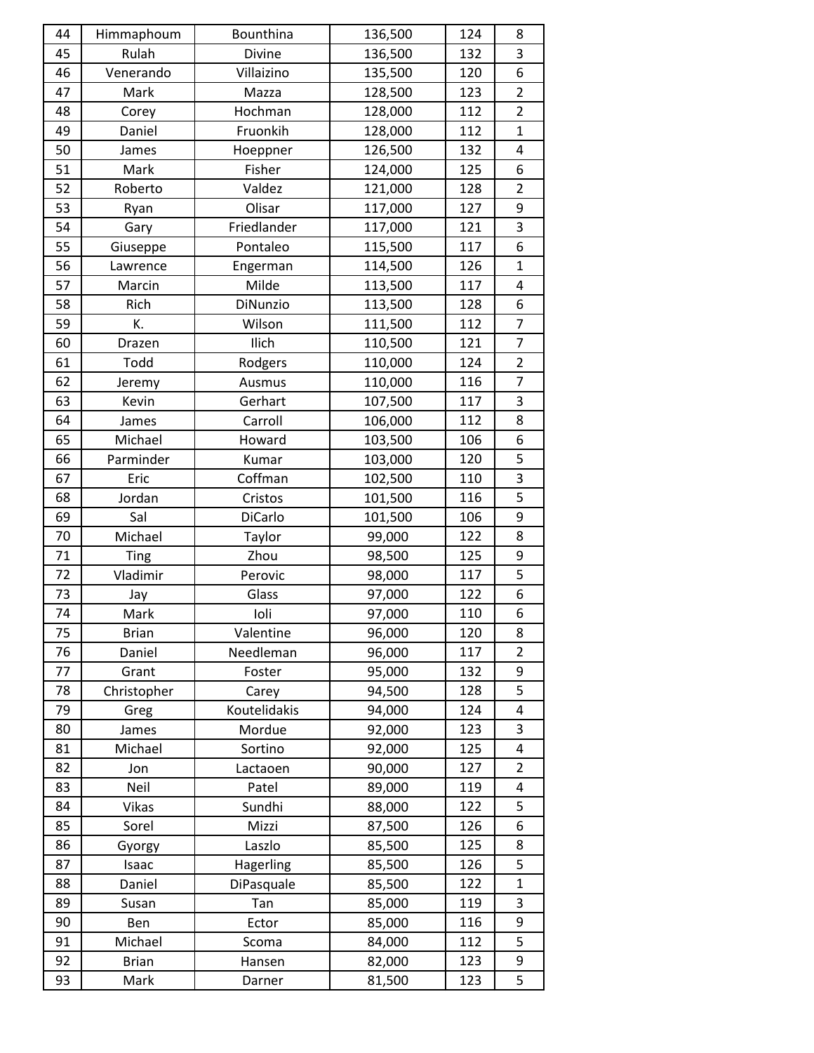| 44 | Himmaphoum | Bounthina | 136,500 | 124 | 8 |
|---|---|---|---|---|---|
| 45 | Rulah | Divine | 136,500 | 132 | 3 |
| 46 | Venerando | Villaizino | 135,500 | 120 | 6 |
| 47 | Mark | Mazza | 128,500 | 123 | 2 |
| 48 | Corey | Hochman | 128,000 | 112 | 2 |
| 49 | Daniel | Fruonkih | 128,000 | 112 | 1 |
| 50 | James | Hoeppner | 126,500 | 132 | 4 |
| 51 | Mark | Fisher | 124,000 | 125 | 6 |
| 52 | Roberto | Valdez | 121,000 | 128 | 2 |
| 53 | Ryan | Olisar | 117,000 | 127 | 9 |
| 54 | Gary | Friedlander | 117,000 | 121 | 3 |
| 55 | Giuseppe | Pontaleo | 115,500 | 117 | 6 |
| 56 | Lawrence | Engerman | 114,500 | 126 | 1 |
| 57 | Marcin | Milde | 113,500 | 117 | 4 |
| 58 | Rich | DiNunzio | 113,500 | 128 | 6 |
| 59 | K. | Wilson | 111,500 | 112 | 7 |
| 60 | Drazen | Ilich | 110,500 | 121 | 7 |
| 61 | Todd | Rodgers | 110,000 | 124 | 2 |
| 62 | Jeremy | Ausmus | 110,000 | 116 | 7 |
| 63 | Kevin | Gerhart | 107,500 | 117 | 3 |
| 64 | James | Carroll | 106,000 | 112 | 8 |
| 65 | Michael | Howard | 103,500 | 106 | 6 |
| 66 | Parminder | Kumar | 103,000 | 120 | 5 |
| 67 | Eric | Coffman | 102,500 | 110 | 3 |
| 68 | Jordan | Cristos | 101,500 | 116 | 5 |
| 69 | Sal | DiCarlo | 101,500 | 106 | 9 |
| 70 | Michael | Taylor | 99,000 | 122 | 8 |
| 71 | Ting | Zhou | 98,500 | 125 | 9 |
| 72 | Vladimir | Perovic | 98,000 | 117 | 5 |
| 73 | Jay | Glass | 97,000 | 122 | 6 |
| 74 | Mark | Ioli | 97,000 | 110 | 6 |
| 75 | Brian | Valentine | 96,000 | 120 | 8 |
| 76 | Daniel | Needleman | 96,000 | 117 | 2 |
| 77 | Grant | Foster | 95,000 | 132 | 9 |
| 78 | Christopher | Carey | 94,500 | 128 | 5 |
| 79 | Greg | Koutelidakis | 94,000 | 124 | 4 |
| 80 | James | Mordue | 92,000 | 123 | 3 |
| 81 | Michael | Sortino | 92,000 | 125 | 4 |
| 82 | Jon | Lactaoen | 90,000 | 127 | 2 |
| 83 | Neil | Patel | 89,000 | 119 | 4 |
| 84 | Vikas | Sundhi | 88,000 | 122 | 5 |
| 85 | Sorel | Mizzi | 87,500 | 126 | 6 |
| 86 | Gyorgy | Laszlo | 85,500 | 125 | 8 |
| 87 | Isaac | Hagerling | 85,500 | 126 | 5 |
| 88 | Daniel | DiPasquale | 85,500 | 122 | 1 |
| 89 | Susan | Tan | 85,000 | 119 | 3 |
| 90 | Ben | Ector | 85,000 | 116 | 9 |
| 91 | Michael | Scoma | 84,000 | 112 | 5 |
| 92 | Brian | Hansen | 82,000 | 123 | 9 |
| 93 | Mark | Darner | 81,500 | 123 | 5 |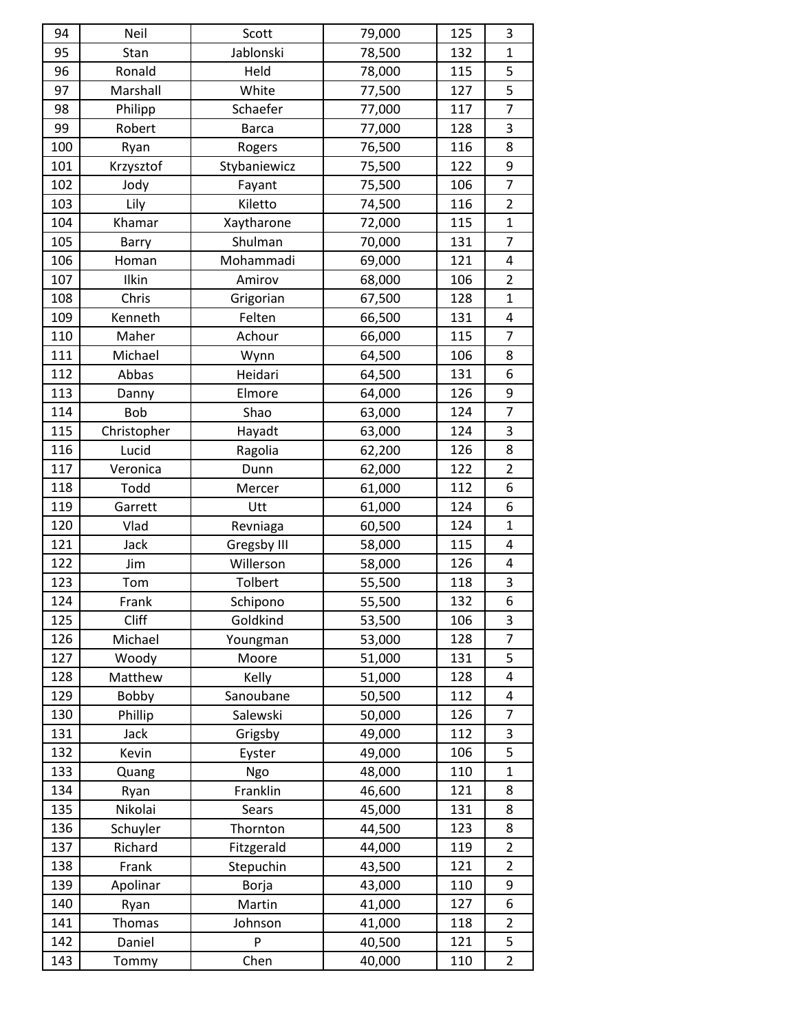| 94 | Neil | Scott | 79,000 | 125 | 3 |
|---|---|---|---|---|---|
| 95 | Stan | Jablonski | 78,500 | 132 | 1 |
| 96 | Ronald | Held | 78,000 | 115 | 5 |
| 97 | Marshall | White | 77,500 | 127 | 5 |
| 98 | Philipp | Schaefer | 77,000 | 117 | 7 |
| 99 | Robert | Barca | 77,000 | 128 | 3 |
| 100 | Ryan | Rogers | 76,500 | 116 | 8 |
| 101 | Krzysztof | Stybaniewicz | 75,500 | 122 | 9 |
| 102 | Jody | Fayant | 75,500 | 106 | 7 |
| 103 | Lily | Kiletto | 74,500 | 116 | 2 |
| 104 | Khamar | Xaytharone | 72,000 | 115 | 1 |
| 105 | Barry | Shulman | 70,000 | 131 | 7 |
| 106 | Homan | Mohammadi | 69,000 | 121 | 4 |
| 107 | Ilkin | Amirov | 68,000 | 106 | 2 |
| 108 | Chris | Grigorian | 67,500 | 128 | 1 |
| 109 | Kenneth | Felten | 66,500 | 131 | 4 |
| 110 | Maher | Achour | 66,000 | 115 | 7 |
| 111 | Michael | Wynn | 64,500 | 106 | 8 |
| 112 | Abbas | Heidari | 64,500 | 131 | 6 |
| 113 | Danny | Elmore | 64,000 | 126 | 9 |
| 114 | Bob | Shao | 63,000 | 124 | 7 |
| 115 | Christopher | Hayadt | 63,000 | 124 | 3 |
| 116 | Lucid | Ragolia | 62,200 | 126 | 8 |
| 117 | Veronica | Dunn | 62,000 | 122 | 2 |
| 118 | Todd | Mercer | 61,000 | 112 | 6 |
| 119 | Garrett | Utt | 61,000 | 124 | 6 |
| 120 | Vlad | Revniaga | 60,500 | 124 | 1 |
| 121 | Jack | Gregsby III | 58,000 | 115 | 4 |
| 122 | Jim | Willerson | 58,000 | 126 | 4 |
| 123 | Tom | Tolbert | 55,500 | 118 | 3 |
| 124 | Frank | Schipono | 55,500 | 132 | 6 |
| 125 | Cliff | Goldkind | 53,500 | 106 | 3 |
| 126 | Michael | Youngman | 53,000 | 128 | 7 |
| 127 | Woody | Moore | 51,000 | 131 | 5 |
| 128 | Matthew | Kelly | 51,000 | 128 | 4 |
| 129 | Bobby | Sanoubane | 50,500 | 112 | 4 |
| 130 | Phillip | Salewski | 50,000 | 126 | 7 |
| 131 | Jack | Grigsby | 49,000 | 112 | 3 |
| 132 | Kevin | Eyster | 49,000 | 106 | 5 |
| 133 | Quang | Ngo | 48,000 | 110 | 1 |
| 134 | Ryan | Franklin | 46,600 | 121 | 8 |
| 135 | Nikolai | Sears | 45,000 | 131 | 8 |
| 136 | Schuyler | Thornton | 44,500 | 123 | 8 |
| 137 | Richard | Fitzgerald | 44,000 | 119 | 2 |
| 138 | Frank | Stepuchin | 43,500 | 121 | 2 |
| 139 | Apolinar | Borja | 43,000 | 110 | 9 |
| 140 | Ryan | Martin | 41,000 | 127 | 6 |
| 141 | Thomas | Johnson | 41,000 | 118 | 2 |
| 142 | Daniel | P | 40,500 | 121 | 5 |
| 143 | Tommy | Chen | 40,000 | 110 | 2 |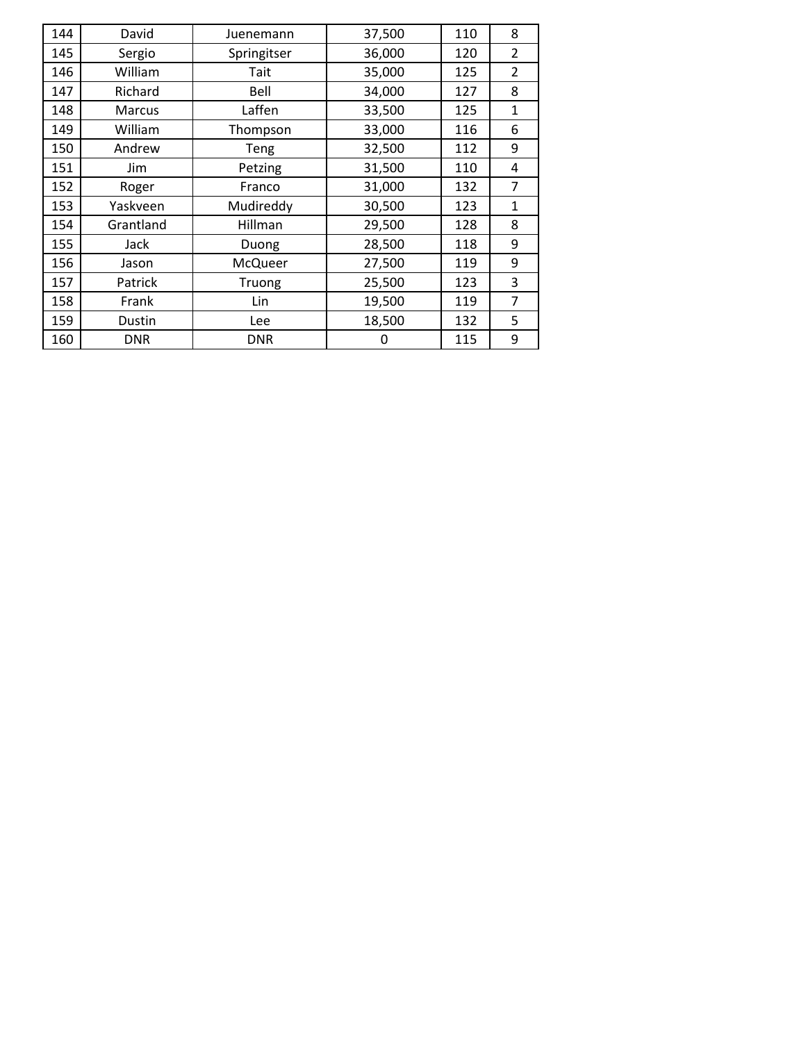| | | | | | |
|---|---|---|---|---|---|
| 144 | David | Juenemann | 37,500 | 110 | 8 |
| 145 | Sergio | Springitser | 36,000 | 120 | 2 |
| 146 | William | Tait | 35,000 | 125 | 2 |
| 147 | Richard | Bell | 34,000 | 127 | 8 |
| 148 | Marcus | Laffen | 33,500 | 125 | 1 |
| 149 | William | Thompson | 33,000 | 116 | 6 |
| 150 | Andrew | Teng | 32,500 | 112 | 9 |
| 151 | Jim | Petzing | 31,500 | 110 | 4 |
| 152 | Roger | Franco | 31,000 | 132 | 7 |
| 153 | Yaskveen | Mudireddy | 30,500 | 123 | 1 |
| 154 | Grantland | Hillman | 29,500 | 128 | 8 |
| 155 | Jack | Duong | 28,500 | 118 | 9 |
| 156 | Jason | McQueer | 27,500 | 119 | 9 |
| 157 | Patrick | Truong | 25,500 | 123 | 3 |
| 158 | Frank | Lin | 19,500 | 119 | 7 |
| 159 | Dustin | Lee | 18,500 | 132 | 5 |
| 160 | DNR | DNR | 0 | 115 | 9 |